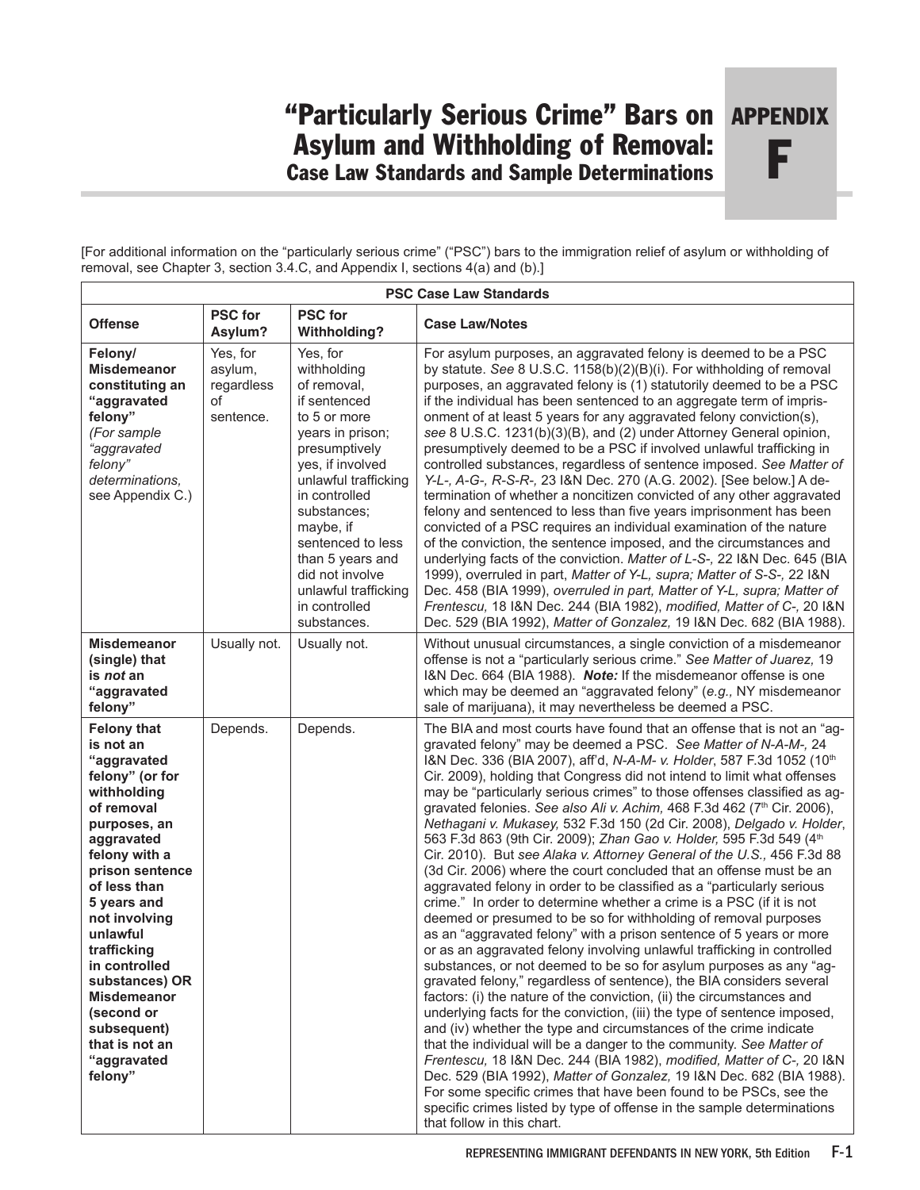# "Particularly Serious Crime" Bars on Asylum and Withholding of Removal:

## Case Law Standards and Sample Determinations

**APPENDIX F**

[For additional information on the "particularly serious crime" ("PSC") bars to the immigration relief of asylum or withholding of removal, see Chapter 3, section 3.4.C, and Appendix I, sections 4(a) and (b).]

| PSC Case Law Standards | | | |
|---|---|---|---|
| **Offense** | **PSC for Asylum?** | **PSC for Withholding?** | **Case Law/Notes** |
| **Felony/ Misdemeanor constituting an "aggravated felony"** *(For sample "aggravated felony" determinations, see Appendix C.)* | Yes, for asylum, regardless of sentence. | Yes, for withholding of removal, if sentenced to 5 or more years in prison; presumptively yes, if involved unlawful trafficking in controlled substances; maybe, if sentenced to less than 5 years and did not involve unlawful trafficking in controlled substances. | For asylum purposes, an aggravated felony is deemed to be a PSC by statute. *See* 8 U.S.C. 1158(b)(2)(B)(i). For withholding of removal purposes, an aggravated felony is (1) statutorily deemed to be a PSC if the individual has been sentenced to an aggregate term of imprisonment of at least 5 years for any aggravated felony conviction(s), *see* 8 U.S.C. 1231(b)(3)(B), and (2) under Attorney General opinion, presumptively deemed to be a PSC if involved unlawful trafficking in controlled substances, regardless of sentence imposed. *See Matter of Y-L-, A-G-, R-S-R-,* 23 I&N Dec. 270 (A.G. 2002). [See below.] A determination of whether a noncitizen convicted of any other aggravated felony and sentenced to less than five years imprisonment has been convicted of a PSC requires an individual examination of the nature of the conviction, the sentence imposed, and the circumstances and underlying facts of the conviction. *Matter of L-S-,* 22 I&N Dec. 645 (BIA 1999), overruled in part, *Matter of Y-L, supra; Matter of S-S-,* 22 I&N Dec. 458 (BIA 1999), *overruled in part, Matter of Y-L, supra; Matter of Frentescu,* 18 I&N Dec. 244 (BIA 1982), *modified, Matter of C-,* 20 I&N Dec. 529 (BIA 1992), *Matter of Gonzalez,* 19 I&N Dec. 682 (BIA 1988). |
| **Misdemeanor (single) that is *not* an "aggravated felony"** | Usually not. | Usually not. | Without unusual circumstances, a single conviction of a misdemeanor offense is not a "particularly serious crime." *See Matter of Juarez,* 19 I&N Dec. 664 (BIA 1988). ***Note:*** If the misdemeanor offense is one which may be deemed an "aggravated felony" (*e.g.,* NY misdemeanor sale of marijuana), it may nevertheless be deemed a PSC. |
| **Felony that is not an "aggravated felony" (or for withholding of removal purposes, an aggravated felony with a prison sentence of less than 5 years and not involving unlawful trafficking in controlled substances) OR Misdemeanor (second or subsequent) that is not an "aggravated felony"** | Depends. | Depends. | The BIA and most courts have found that an offense that is not an "aggravated felony" may be deemed a PSC. *See Matter of N-A-M-,* 24 I&N Dec. 336 (BIA 2007), aff'd, *N-A-M- v. Holder*, 587 F.3d 1052 (10th Cir. 2009), holding that Congress did not intend to limit what offenses may be "particularly serious crimes" to those offenses classified as aggravated felonies. *See also Ali v. Achim,* 468 F.3d 462 (7th Cir. 2006), *Nethagani v. Mukasey,* 532 F.3d 150 (2d Cir. 2008), *Delgado v. Holder*, 563 F.3d 863 (9th Cir. 2009); *Zhan Gao v. Holder,* 595 F.3d 549 (4th Cir. 2010). But *see Alaka v. Attorney General of the U.S.,* 456 F.3d 88 (3d Cir. 2006) where the court concluded that an offense must be an aggravated felony in order to be classified as a "particularly serious crime." In order to determine whether a crime is a PSC (if it is not deemed or presumed to be so for withholding of removal purposes as an "aggravated felony" with a prison sentence of 5 years or more or as an aggravated felony involving unlawful trafficking in controlled substances, or not deemed to be so for asylum purposes as any "aggravated felony," regardless of sentence), the BIA considers several factors: (i) the nature of the conviction, (ii) the circumstances and underlying facts for the conviction, (iii) the type of sentence imposed, and (iv) whether the type and circumstances of the crime indicate that the individual will be a danger to the community. *See Matter of Frentescu,* 18 I&N Dec. 244 (BIA 1982), *modified, Matter of C-,* 20 I&N Dec. 529 (BIA 1992), *Matter of Gonzalez,* 19 I&N Dec. 682 (BIA 1988). For some specific crimes that have been found to be PSCs, see the specific crimes listed by type of offense in the sample determinations that follow in this chart. |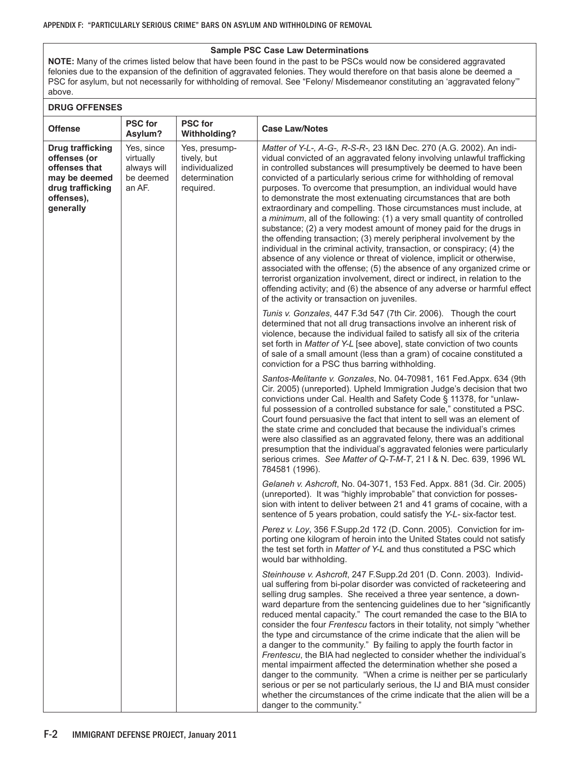### Sample PSC Case Law Determinations

**NOTE:** Many of the crimes listed below that have been found in the past to be PSCs would now be considered aggravated felonies due to the expansion of the definition of aggravated felonies. They would therefore on that basis alone be deemed a PSC for asylum, but not necessarily for withholding of removal. See "Felony/ Misdemeanor constituting an 'aggravated felony'" above.

**DRUG OFFENSES**

| Offense | PSC for Asylum? | PSC for Withholding? | Case Law/Notes |
|---|---|---|---|
| **Drug trafficking offenses (or offenses that may be deemed drug trafficking offenses), generally** | Yes, since virtually always will be deemed an AF. | Yes, presumptively, but individualized determination required. | *Matter of Y-L-, A-G-, R-S-R-,* 23 I&N Dec. 270 (A.G. 2002). An individual convicted of an aggravated felony involving unlawful trafficking in controlled substances will presumptively be deemed to have been convicted of a particularly serious crime for withholding of removal purposes. To overcome that presumption, an individual would have to demonstrate the most extenuating circumstances that are both extraordinary and compelling. Those circumstances must include, at a *minimum*, all of the following: (1) a very small quantity of controlled substance; (2) a very modest amount of money paid for the drugs in the offending transaction; (3) merely peripheral involvement by the individual in the criminal activity, transaction, or conspiracy; (4) the absence of any violence or threat of violence, implicit or otherwise, associated with the offense; (5) the absence of any organized crime or terrorist organization involvement, direct or indirect, in relation to the offending activity; and (6) the absence of any adverse or harmful effect of the activity or transaction on juveniles. |
| | | | *Tunis v. Gonzales*, 447 F.3d 547 (7th Cir. 2006). Though the court determined that not all drug transactions involve an inherent risk of violence, because the individual failed to satisfy all six of the criteria set forth in *Matter of Y-L* [see above], state conviction of two counts of sale of a small amount (less than a gram) of cocaine constituted a conviction for a PSC thus barring withholding. |
| | | | *Santos-Melitante v. Gonzales*, No. 04-70981, 161 Fed.Appx. 634 (9th Cir. 2005) (unreported). Upheld Immigration Judge's decision that two convictions under Cal. Health and Safety Code § 11378, for "unlawful possession of a controlled substance for sale," constituted a PSC. Court found persuasive the fact that intent to sell was an element of the state crime and concluded that because the individual's crimes were also classified as an aggravated felony, there was an additional presumption that the individual's aggravated felonies were particularly serious crimes. *See Matter of Q-T-M-T*, 21 I & N. Dec. 639, 1996 WL 784581 (1996). |
| | | | *Gelaneh v. Ashcroft*, No. 04-3071, 153 Fed. Appx. 881 (3d. Cir. 2005) (unreported). It was "highly improbable" that conviction for possession with intent to deliver between 21 and 41 grams of cocaine, with a sentence of 5 years probation, could satisfy the *Y-L-* six-factor test. |
| | | | *Perez v. Loy*, 356 F.Supp.2d 172 (D. Conn. 2005). Conviction for importing one kilogram of heroin into the United States could not satisfy the test set forth in *Matter of Y-L* and thus constituted a PSC which would bar withholding. |
| | | | *Steinhouse v. Ashcroft*, 247 F.Supp.2d 201 (D. Conn. 2003). Individual suffering from bi-polar disorder was convicted of racketeering and selling drug samples. She received a three year sentence, a downward departure from the sentencing guidelines due to her "significantly reduced mental capacity." The court remanded the case to the BIA to consider the four *Frentescu* factors in their totality, not simply "whether the type and circumstance of the crime indicate that the alien will be a danger to the community." By failing to apply the fourth factor in *Frentescu*, the BIA had neglected to consider whether the individual's mental impairment affected the determination whether she posed a danger to the community. "When a crime is neither per se particularly serious or per se not particularly serious, the IJ and BIA must consider whether the circumstances of the crime indicate that the alien will be a danger to the community." |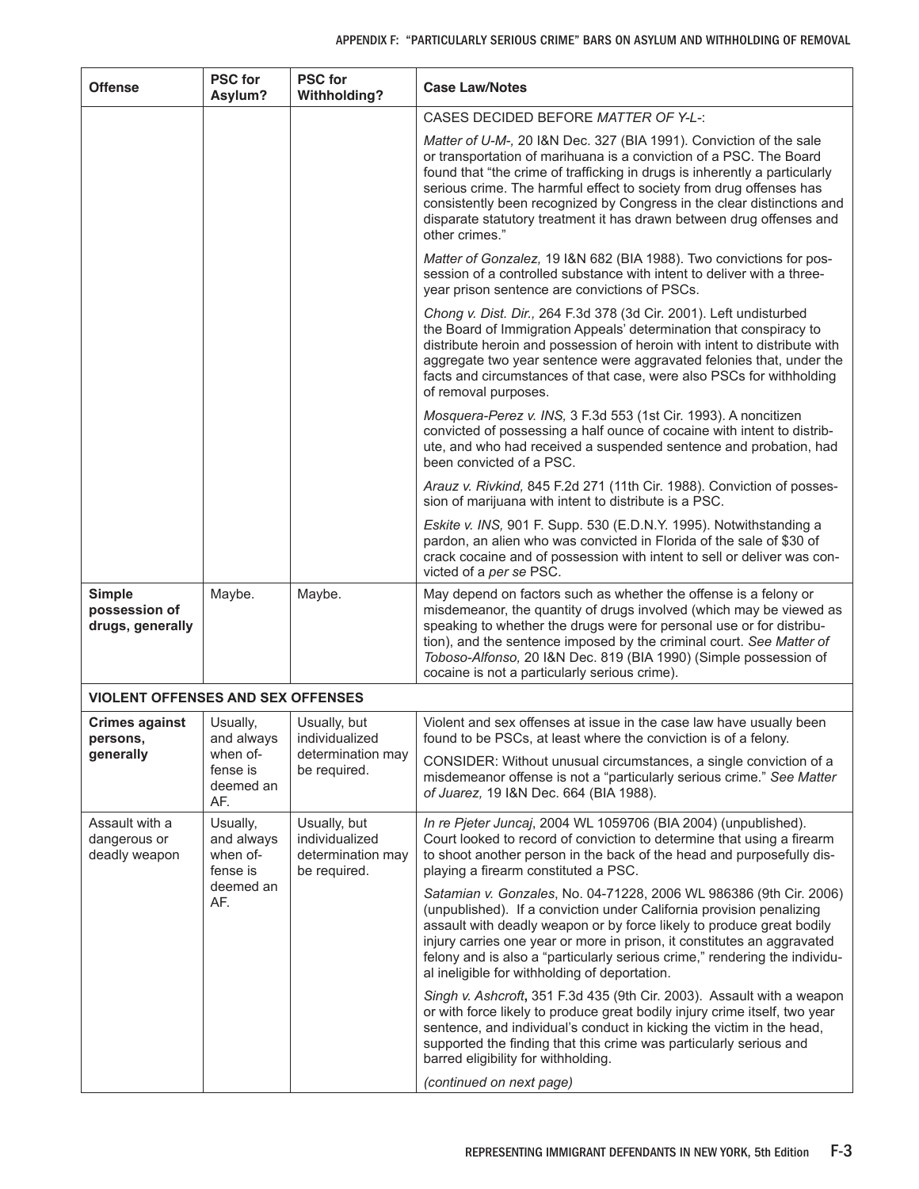| Offense | PSC for Asylum? | PSC for Withholding? | Case Law/Notes |
|---|---|---|---|
| | | | CASES DECIDED BEFORE *MATTER OF Y-L-*: |
| | | | *Matter of U-M-,* 20 I&N Dec. 327 (BIA 1991). Conviction of the sale or transportation of marihuana is a conviction of a PSC. The Board found that "the crime of trafficking in drugs is inherently a particularly serious crime. The harmful effect to society from drug offenses has consistently been recognized by Congress in the clear distinctions and disparate statutory treatment it has drawn between drug offenses and other crimes." |
| | | | *Matter of Gonzalez,* 19 I&N 682 (BIA 1988). Two convictions for possession of a controlled substance with intent to deliver with a three-year prison sentence are convictions of PSCs. |
| | | | *Chong v. Dist. Dir.,* 264 F.3d 378 (3d Cir. 2001). Left undisturbed the Board of Immigration Appeals' determination that conspiracy to distribute heroin and possession of heroin with intent to distribute with aggregate two year sentence were aggravated felonies that, under the facts and circumstances of that case, were also PSCs for withholding of removal purposes. |
| | | | *Mosquera-Perez v. INS,* 3 F.3d 553 (1st Cir. 1993). A noncitizen convicted of possessing a half ounce of cocaine with intent to distribute, and who had received a suspended sentence and probation, had been convicted of a PSC. |
| | | | *Arauz v. Rivkind,* 845 F.2d 271 (11th Cir. 1988). Conviction of possession of marijuana with intent to distribute is a PSC. |
| | | | *Eskite v. INS,* 901 F. Supp. 530 (E.D.N.Y. 1995). Notwithstanding a pardon, an alien who was convicted in Florida of the sale of $30 of crack cocaine and of possession with intent to sell or deliver was convicted of a *per se* PSC. |
| **Simple possession of drugs, generally** | Maybe. | Maybe. | May depend on factors such as whether the offense is a felony or misdemeanor, the quantity of drugs involved (which may be viewed as speaking to whether the drugs were for personal use or for distribution), and the sentence imposed by the criminal court. *See Matter of Toboso-Alfonso,* 20 I&N Dec. 819 (BIA 1990) (Simple possession of cocaine is not a particularly serious crime). |
| **VIOLENT OFFENSES AND SEX OFFENSES** | | | |
| **Crimes against persons, generally** | Usually, and always when offense is deemed an AF. | Usually, but individualized determination may be required. | Violent and sex offenses at issue in the case law have usually been found to be PSCs, at least where the conviction is of a felony. |
| | | | CONSIDER: Without unusual circumstances, a single conviction of a misdemeanor offense is not a "particularly serious crime." *See Matter of Juarez,* 19 I&N Dec. 664 (BIA 1988). |
| Assault with a dangerous or deadly weapon | Usually, and always when offense is deemed an AF. | Usually, but individualized determination may be required. | *In re Pjeter Juncaj*, 2004 WL 1059706 (BIA 2004) (unpublished). Court looked to record of conviction to determine that using a firearm to shoot another person in the back of the head and purposefully displaying a firearm constituted a PSC. |
| | | | *Satamian v. Gonzales*, No. 04-71228, 2006 WL 986386 (9th Cir. 2006) (unpublished). If a conviction under California provision penalizing assault with deadly weapon or by force likely to produce great bodily injury carries one year or more in prison, it constitutes an aggravated felony and is also a "particularly serious crime," rendering the individual ineligible for withholding of deportation. |
| | | | *Singh v. Ashcroft***,** 351 F.3d 435 (9th Cir. 2003). Assault with a weapon or with force likely to produce great bodily injury crime itself, two year sentence, and individual's conduct in kicking the victim in the head, supported the finding that this crime was particularly serious and barred eligibility for withholding. |
| | | | *(continued on next page)* |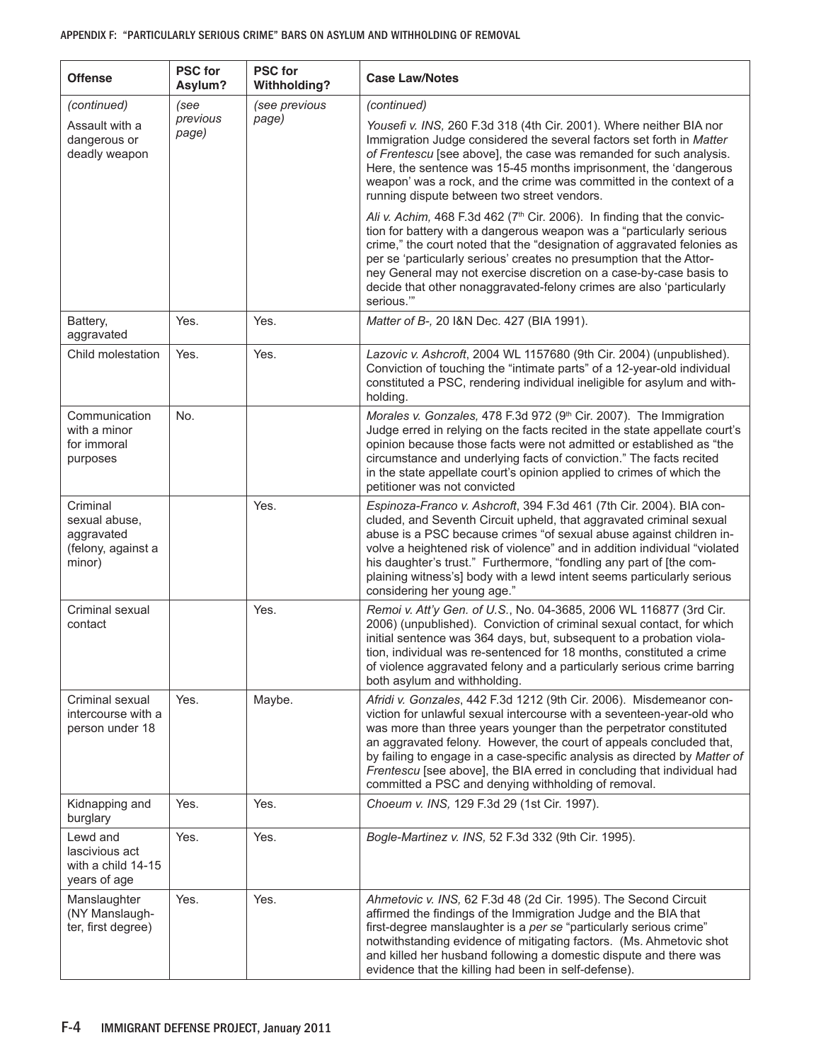| Offense | PSC for Asylum? | PSC for Withholding? | Case Law/Notes |
|---|---|---|---|
| *(continued)*<br>Assault with a dangerous or deadly weapon | *(see previous page)* | *(see previous page)* | *(continued)*<br>*Yousefi v. INS,* 260 F.3d 318 (4th Cir. 2001). Where neither BIA nor Immigration Judge considered the several factors set forth in *Matter of Frentescu* [see above], the case was remanded for such analysis. Here, the sentence was 15-45 months imprisonment, the 'dangerous weapon' was a rock, and the crime was committed in the context of a running dispute between two street vendors.<br>*Ali v. Achim,* 468 F.3d 462 (7th Cir. 2006). In finding that the conviction for battery with a dangerous weapon was a "particularly serious crime," the court noted that the "designation of aggravated felonies as per se 'particularly serious' creates no presumption that the Attorney General may not exercise discretion on a case-by-case basis to decide that other nonaggravated-felony crimes are also 'particularly serious.'" |
| Battery, aggravated | Yes. | Yes. | *Matter of B-,* 20 I&N Dec. 427 (BIA 1991). |
| Child molestation | Yes. | Yes. | *Lazovic v. Ashcroft*, 2004 WL 1157680 (9th Cir. 2004) (unpublished). Conviction of touching the "intimate parts" of a 12-year-old individual constituted a PSC, rendering individual ineligible for asylum and withholding. |
| Communication with a minor for immoral purposes | No. | | *Morales v. Gonzales,* 478 F.3d 972 (9th Cir. 2007). The Immigration Judge erred in relying on the facts recited in the state appellate court's opinion because those facts were not admitted or established as "the circumstance and underlying facts of conviction." The facts recited in the state appellate court's opinion applied to crimes of which the petitioner was not convicted |
| Criminal sexual abuse, aggravated (felony, against a minor) | | Yes. | *Espinoza-Franco v. Ashcroft*, 394 F.3d 461 (7th Cir. 2004). BIA concluded, and Seventh Circuit upheld, that aggravated criminal sexual abuse is a PSC because crimes "of sexual abuse against children involve a heightened risk of violence" and in addition individual "violated his daughter's trust." Furthermore, "fondling any part of [the complaining witness's] body with a lewd intent seems particularly serious considering her young age." |
| Criminal sexual contact | | Yes. | *Remoi v. Att'y Gen. of U.S.*, No. 04-3685, 2006 WL 116877 (3rd Cir. 2006) (unpublished). Conviction of criminal sexual contact, for which initial sentence was 364 days, but, subsequent to a probation violation, individual was re-sentenced for 18 months, constituted a crime of violence aggravated felony and a particularly serious crime barring both asylum and withholding. |
| Criminal sexual intercourse with a person under 18 | Yes. | Maybe. | *Afridi v. Gonzales*, 442 F.3d 1212 (9th Cir. 2006). Misdemeanor conviction for unlawful sexual intercourse with a seventeen-year-old who was more than three years younger than the perpetrator constituted an aggravated felony. However, the court of appeals concluded that, by failing to engage in a case-specific analysis as directed by *Matter of Frentescu* [see above], the BIA erred in concluding that individual had committed a PSC and denying withholding of removal. |
| Kidnapping and burglary | Yes. | Yes. | *Choeum v. INS,* 129 F.3d 29 (1st Cir. 1997). |
| Lewd and lascivious act with a child 14-15 years of age | Yes. | Yes. | *Bogle-Martinez v. INS,* 52 F.3d 332 (9th Cir. 1995). |
| Manslaughter (NY Manslaughter, first degree) | Yes. | Yes. | *Ahmetovic v. INS,* 62 F.3d 48 (2d Cir. 1995). The Second Circuit affirmed the findings of the Immigration Judge and the BIA that first-degree manslaughter is a *per se* "particularly serious crime" notwithstanding evidence of mitigating factors. (Ms. Ahmetovic shot and killed her husband following a domestic dispute and there was evidence that the killing had been in self-defense). |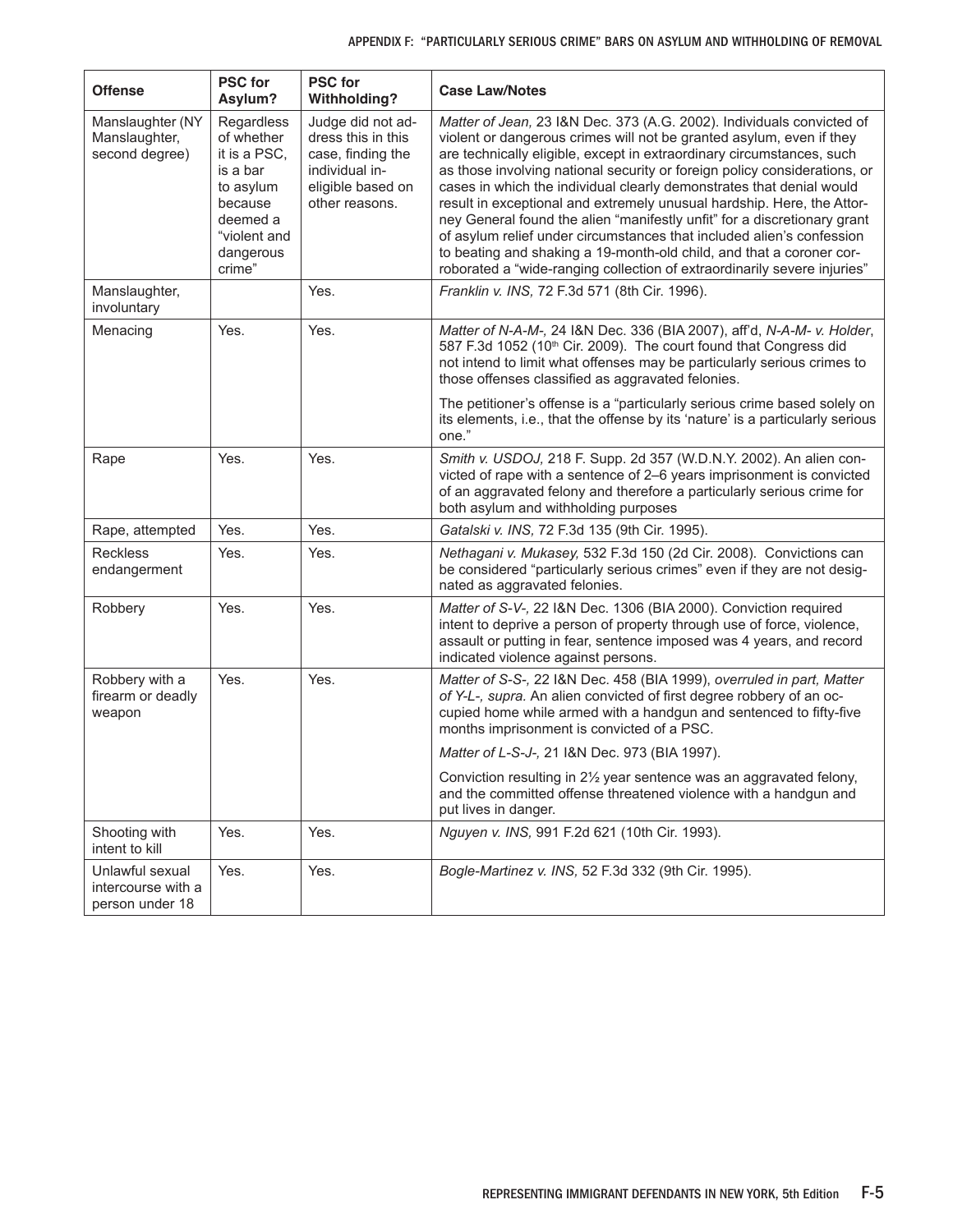| Offense | PSC for Asylum? | PSC for Withholding? | Case Law/Notes |
|---|---|---|---|
| Manslaughter (NY Manslaughter, second degree) | Regardless of whether it is a PSC, is a bar to asylum because deemed a "violent and dangerous crime" | Judge did not address this in this case, finding the individual ineligible based on other reasons. | *Matter of Jean,* 23 I&N Dec. 373 (A.G. 2002). Individuals convicted of violent or dangerous crimes will not be granted asylum, even if they are technically eligible, except in extraordinary circumstances, such as those involving national security or foreign policy considerations, or cases in which the individual clearly demonstrates that denial would result in exceptional and extremely unusual hardship. Here, the Attorney General found the alien "manifestly unfit" for a discretionary grant of asylum relief under circumstances that included alien's confession to beating and shaking a 19-month-old child, and that a coroner corroborated a "wide-ranging collection of extraordinarily severe injuries" |
| Manslaughter, involuntary | | Yes. | *Franklin v. INS,* 72 F.3d 571 (8th Cir. 1996). |
| Menacing | Yes. | Yes. | *Matter of N-A-M-,* 24 I&N Dec. 336 (BIA 2007), aff'd, *N-A-M- v. Holder*, 587 F.3d 1052 (10th Cir. 2009). The court found that Congress did not intend to limit what offenses may be particularly serious crimes to those offenses classified as aggravated felonies.<br><br>The petitioner's offense is a "particularly serious crime based solely on its elements, i.e., that the offense by its 'nature' is a particularly serious one." |
| Rape | Yes. | Yes. | *Smith v. USDOJ,* 218 F. Supp. 2d 357 (W.D.N.Y. 2002). An alien convicted of rape with a sentence of 2–6 years imprisonment is convicted of an aggravated felony and therefore a particularly serious crime for both asylum and withholding purposes |
| Rape, attempted | Yes. | Yes. | *Gatalski v. INS,* 72 F.3d 135 (9th Cir. 1995). |
| Reckless endangerment | Yes. | Yes. | *Nethagani v. Mukasey,* 532 F.3d 150 (2d Cir. 2008). Convictions can be considered "particularly serious crimes" even if they are not designated as aggravated felonies. |
| Robbery | Yes. | Yes. | *Matter of S-V-,* 22 I&N Dec. 1306 (BIA 2000). Conviction required intent to deprive a person of property through use of force, violence, assault or putting in fear, sentence imposed was 4 years, and record indicated violence against persons. |
| Robbery with a firearm or deadly weapon | Yes. | Yes. | *Matter of S-S-,* 22 I&N Dec. 458 (BIA 1999), *overruled in part, Matter of Y-L-, supra.* An alien convicted of first degree robbery of an occupied home while armed with a handgun and sentenced to fifty-five months imprisonment is convicted of a PSC.<br><br>*Matter of L-S-J-,* 21 I&N Dec. 973 (BIA 1997).<br><br>Conviction resulting in 2½ year sentence was an aggravated felony, and the committed offense threatened violence with a handgun and put lives in danger. |
| Shooting with intent to kill | Yes. | Yes. | *Nguyen v. INS,* 991 F.2d 621 (10th Cir. 1993). |
| Unlawful sexual intercourse with a person under 18 | Yes. | Yes. | *Bogle-Martinez v. INS,* 52 F.3d 332 (9th Cir. 1995). |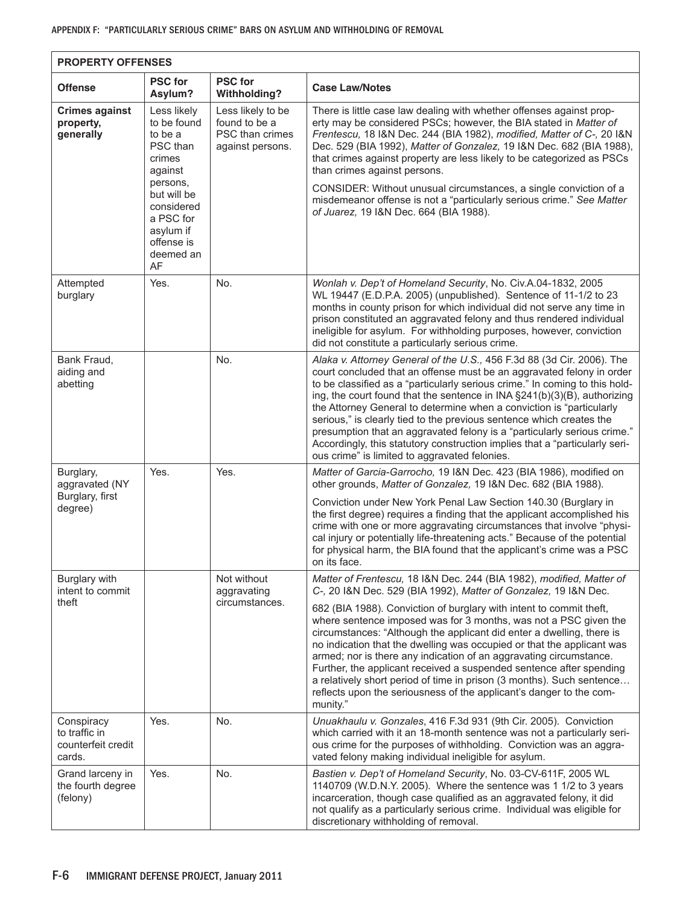| PROPERTY OFFENSES | | | |
|---|---|---|---|
| **Offense** | **PSC for Asylum?** | **PSC for Withholding?** | **Case Law/Notes** |
| **Crimes against property, generally** | Less likely to be found to be a PSC than crimes against persons, but will be considered a PSC for asylum if offense is deemed an AF | Less likely to be found to be a PSC than crimes against persons. | There is little case law dealing with whether offenses against property may be considered PSCs; however, the BIA stated in *Matter of Frentescu,* 18 I&N Dec. 244 (BIA 1982), *modified, Matter of C-,* 20 I&N Dec. 529 (BIA 1992), *Matter of Gonzalez,* 19 I&N Dec. 682 (BIA 1988), that crimes against property are less likely to be categorized as PSCs than crimes against persons.<br><br>CONSIDER: Without unusual circumstances, a single conviction of a misdemeanor offense is not a "particularly serious crime." *See Matter of Juarez,* 19 I&N Dec. 664 (BIA 1988). |
| Attempted burglary | Yes. | No. | *Wonlah v. Dep't of Homeland Security*, No. Civ.A.04-1832, 2005 WL 19447 (E.D.P.A. 2005) (unpublished). Sentence of 11-1/2 to 23 months in county prison for which individual did not serve any time in prison constituted an aggravated felony and thus rendered individual ineligible for asylum. For withholding purposes, however, conviction did not constitute a particularly serious crime. |
| Bank Fraud, aiding and abetting | | No. | *Alaka v. Attorney General of the U.S.,* 456 F.3d 88 (3d Cir. 2006). The court concluded that an offense must be an aggravated felony in order to be classified as a "particularly serious crime." In coming to this holding, the court found that the sentence in INA §241(b)(3)(B), authorizing the Attorney General to determine when a conviction is "particularly serious," is clearly tied to the previous sentence which creates the presumption that an aggravated felony is a "particularly serious crime." Accordingly, this statutory construction implies that a "particularly serious crime" is limited to aggravated felonies. |
| Burglary, aggravated (NY Burglary, first degree) | Yes. | Yes. | *Matter of Garcia-Garrocho,* 19 I&N Dec. 423 (BIA 1986), modified on other grounds, *Matter of Gonzalez,* 19 I&N Dec. 682 (BIA 1988).<br><br>Conviction under New York Penal Law Section 140.30 (Burglary in the first degree) requires a finding that the applicant accomplished his crime with one or more aggravating circumstances that involve "physical injury or potentially life-threatening acts." Because of the potential for physical harm, the BIA found that the applicant's crime was a PSC on its face. |
| Burglary with intent to commit theft | | Not without aggravating circumstances. | *Matter of Frentescu,* 18 I&N Dec. 244 (BIA 1982), *modified, Matter of C-,* 20 I&N Dec. 529 (BIA 1992), *Matter of Gonzalez,* 19 I&N Dec. 682 (BIA 1988). Conviction of burglary with intent to commit theft, where sentence imposed was for 3 months, was not a PSC given the circumstances: "Although the applicant did enter a dwelling, there is no indication that the dwelling was occupied or that the applicant was armed; nor is there any indication of an aggravating circumstance. Further, the applicant received a suspended sentence after spending a relatively short period of time in prison (3 months). Such sentence… reflects upon the seriousness of the applicant's danger to the community." |
| Conspiracy to traffic in counterfeit credit cards. | Yes. | No. | *Unuakhaulu v. Gonzales*, 416 F.3d 931 (9th Cir. 2005). Conviction which carried with it an 18-month sentence was not a particularly serious crime for the purposes of withholding. Conviction was an aggravated felony making individual ineligible for asylum. |
| Grand larceny in the fourth degree (felony) | Yes. | No. | *Bastien v. Dep't of Homeland Security*, No. 03-CV-611F, 2005 WL 1140709 (W.D.N.Y. 2005). Where the sentence was 1 1/2 to 3 years incarceration, though case qualified as an aggravated felony, it did not qualify as a particularly serious crime. Individual was eligible for discretionary withholding of removal. |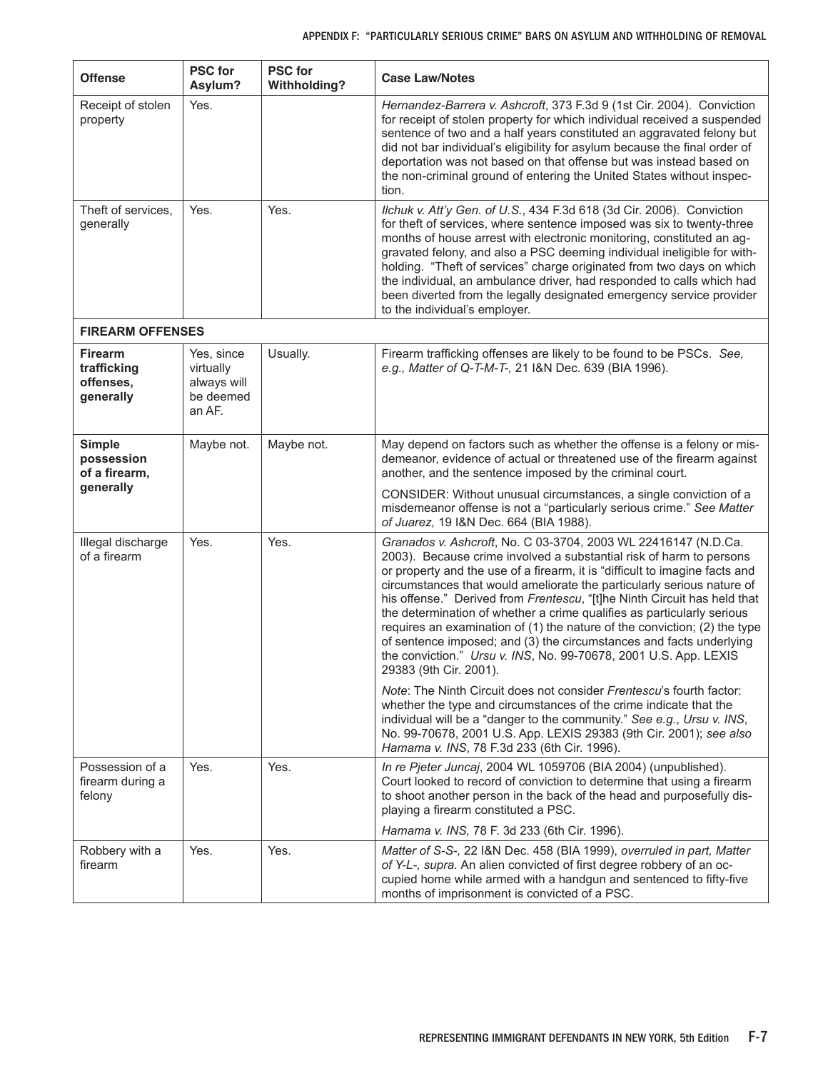| Offense | PSC for Asylum? | PSC for Withholding? | Case Law/Notes |
|---|---|---|---|
| Receipt of stolen property | Yes. | | *Hernandez-Barrera v. Ashcroft*, 373 F.3d 9 (1st Cir. 2004). Conviction for receipt of stolen property for which individual received a suspended sentence of two and a half years constituted an aggravated felony but did not bar individual's eligibility for asylum because the final order of deportation was not based on that offense but was instead based on the non-criminal ground of entering the United States without inspection. |
| Theft of services, generally | Yes. | Yes. | *Ilchuk v. Att'y Gen. of U.S.*, 434 F.3d 618 (3d Cir. 2006). Conviction for theft of services, where sentence imposed was six to twenty-three months of house arrest with electronic monitoring, constituted an aggravated felony, and also a PSC deeming individual ineligible for withholding. "Theft of services" charge originated from two days on which the individual, an ambulance driver, had responded to calls which had been diverted from the legally designated emergency service provider to the individual's employer. |
| **FIREARM OFFENSES** | | | |
| **Firearm trafficking offenses, generally** | Yes, since virtually always will be deemed an AF. | Usually. | Firearm trafficking offenses are likely to be found to be PSCs. *See, e.g., Matter of Q-T-M-T-,* 21 I&N Dec. 639 (BIA 1996). |
| **Simple possession of a firearm, generally** | Maybe not. | Maybe not. | May depend on factors such as whether the offense is a felony or misdemeanor, evidence of actual or threatened use of the firearm against another, and the sentence imposed by the criminal court.<br><br>CONSIDER: Without unusual circumstances, a single conviction of a misdemeanor offense is not a "particularly serious crime." *See Matter of Juarez,* 19 I&N Dec. 664 (BIA 1988). |
| Illegal discharge of a firearm | Yes. | Yes. | *Granados v. Ashcroft*, No. C 03-3704, 2003 WL 22416147 (N.D.Ca. 2003). Because crime involved a substantial risk of harm to persons or property and the use of a firearm, it is "difficult to imagine facts and circumstances that would ameliorate the particularly serious nature of his offense." Derived from *Frentescu*, "[t]he Ninth Circuit has held that the determination of whether a crime qualifies as particularly serious requires an examination of (1) the nature of the conviction; (2) the type of sentence imposed; and (3) the circumstances and facts underlying the conviction." *Ursu v. INS*, No. 99-70678, 2001 U.S. App. LEXIS 29383 (9th Cir. 2001).<br><br>*Note*: The Ninth Circuit does not consider *Frentescu*'s fourth factor: whether the type and circumstances of the crime indicate that the individual will be a "danger to the community." *See e.g., Ursu v. INS*, No. 99-70678, 2001 U.S. App. LEXIS 29383 (9th Cir. 2001); *see also Hamama v. INS*, 78 F.3d 233 (6th Cir. 1996). |
| Possession of a firearm during a felony | Yes. | Yes. | *In re Pjeter Juncaj*, 2004 WL 1059706 (BIA 2004) (unpublished). Court looked to record of conviction to determine that using a firearm to shoot another person in the back of the head and purposefully displaying a firearm constituted a PSC.<br><br>*Hamama v. INS,* 78 F. 3d 233 (6th Cir. 1996). |
| Robbery with a firearm | Yes. | Yes. | *Matter of S-S-,* 22 I&N Dec. 458 (BIA 1999), *overruled in part, Matter of Y-L-, supra.* An alien convicted of first degree robbery of an occupied home while armed with a handgun and sentenced to fifty-five months of imprisonment is convicted of a PSC. |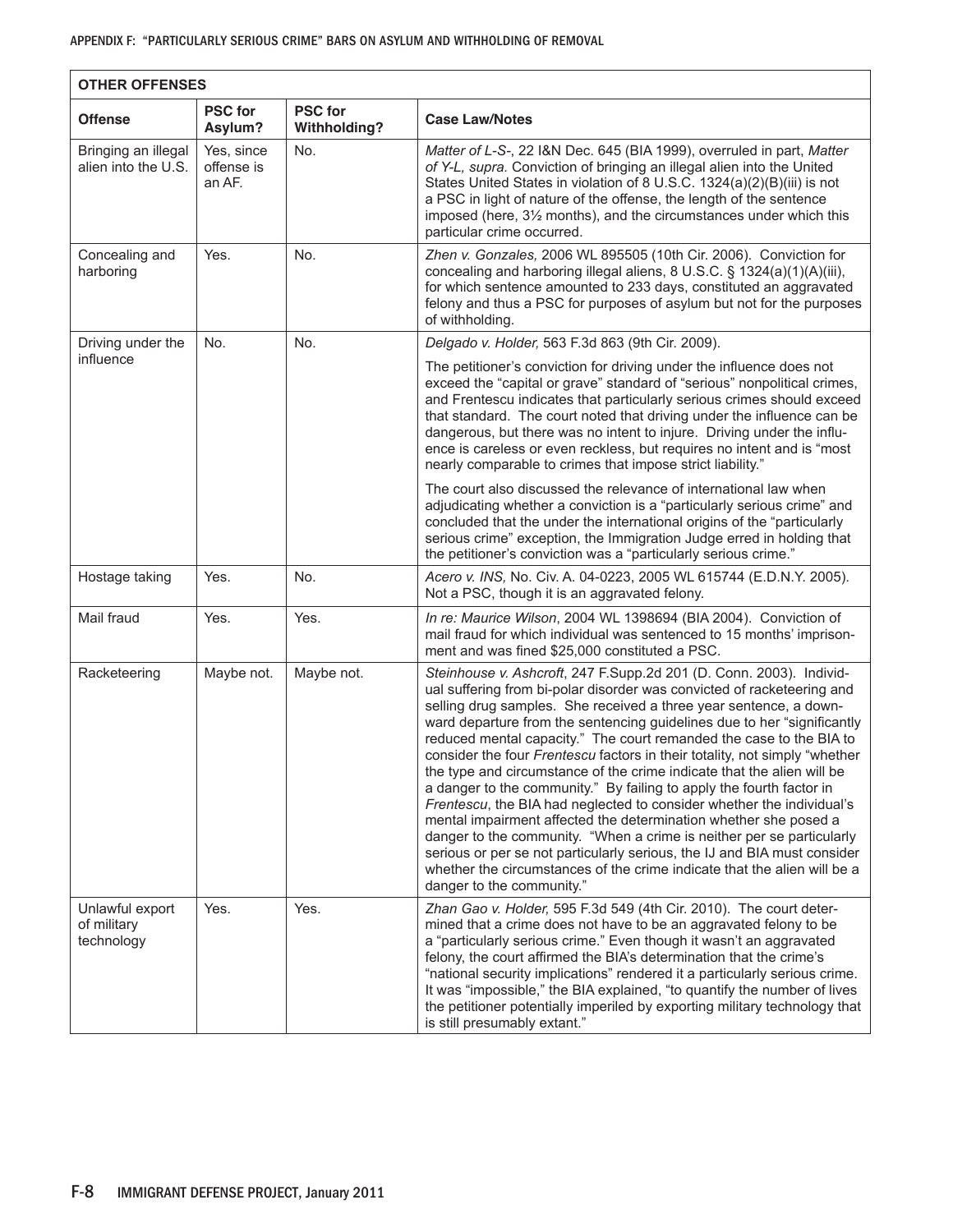| OTHER OFFENSES | | | |
|---|---|---|---|
| **Offense** | **PSC for Asylum?** | **PSC for Withholding?** | **Case Law/Notes** |
| Bringing an illegal alien into the U.S. | Yes, since offense is an AF. | No. | *Matter of L-S-*, 22 I&N Dec. 645 (BIA 1999), overruled in part, *Matter of Y-L, supra.* Conviction of bringing an illegal alien into the United States United States in violation of 8 U.S.C. 1324(a)(2)(B)(iii) is not a PSC in light of nature of the offense, the length of the sentence imposed (here, 3½ months), and the circumstances under which this particular crime occurred. |
| Concealing and harboring | Yes. | No. | *Zhen v. Gonzales,* 2006 WL 895505 (10th Cir. 2006). Conviction for concealing and harboring illegal aliens, 8 U.S.C. § 1324(a)(1)(A)(iii), for which sentence amounted to 233 days, constituted an aggravated felony and thus a PSC for purposes of asylum but not for the purposes of withholding. |
| Driving under the influence | No. | No. | *Delgado v. Holder,* 563 F.3d 863 (9th Cir. 2009).<br><br>The petitioner's conviction for driving under the influence does not exceed the "capital or grave" standard of "serious" nonpolitical crimes, and Frentescu indicates that particularly serious crimes should exceed that standard. The court noted that driving under the influence can be dangerous, but there was no intent to injure. Driving under the influence is careless or even reckless, but requires no intent and is "most nearly comparable to crimes that impose strict liability."<br><br>The court also discussed the relevance of international law when adjudicating whether a conviction is a "particularly serious crime" and concluded that the under the international origins of the "particularly serious crime" exception, the Immigration Judge erred in holding that the petitioner's conviction was a "particularly serious crime." |
| Hostage taking | Yes. | No. | *Acero v. INS,* No. Civ. A. 04-0223, 2005 WL 615744 (E.D.N.Y. 2005). Not a PSC, though it is an aggravated felony. |
| Mail fraud | Yes. | Yes. | *In re: Maurice Wilson*, 2004 WL 1398694 (BIA 2004). Conviction of mail fraud for which individual was sentenced to 15 months' imprisonment and was fined $25,000 constituted a PSC. |
| Racketeering | Maybe not. | Maybe not. | *Steinhouse v. Ashcroft*, 247 F.Supp.2d 201 (D. Conn. 2003). Individual suffering from bi-polar disorder was convicted of racketeering and selling drug samples. She received a three year sentence, a downward departure from the sentencing guidelines due to her "significantly reduced mental capacity." The court remanded the case to the BIA to consider the four *Frentescu* factors in their totality, not simply "whether the type and circumstance of the crime indicate that the alien will be a danger to the community." By failing to apply the fourth factor in *Frentescu*, the BIA had neglected to consider whether the individual's mental impairment affected the determination whether she posed a danger to the community. "When a crime is neither per se particularly serious or per se not particularly serious, the IJ and BIA must consider whether the circumstances of the crime indicate that the alien will be a danger to the community." |
| Unlawful export of military technology | Yes. | Yes. | *Zhan Gao v. Holder,* 595 F.3d 549 (4th Cir. 2010). The court determined that a crime does not have to be an aggravated felony to be a "particularly serious crime." Even though it wasn't an aggravated felony, the court affirmed the BIA's determination that the crime's "national security implications" rendered it a particularly serious crime. It was "impossible," the BIA explained, "to quantify the number of lives the petitioner potentially imperiled by exporting military technology that is still presumably extant." |